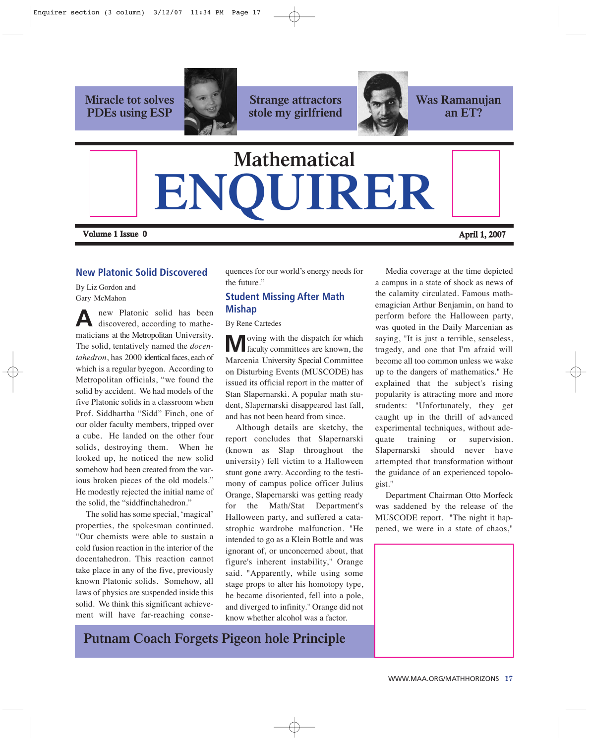Miracle tot solves PDEs using ESP

Strange attractors stole my girlfriend

Was Ramanujan an ET?

# Mathematical ENQUIRER

**Volume 1 Issue 0** **April 1, 2007**

## New Platonic Solid Discovered

By Liz Gordon and Gary McMahon

A new Platonic solid has been discovered, according to mathematicians at the Metropolitan University. The solid, tentatively named the *docentahedron*, has 2000 identical faces, each of which is a regular byegon. According to Metropolitan officials, "we found the solid by accident. We had models of the five Platonic solids in a classroom when Prof. Siddhartha "Sidd" Finch, one of our older faculty members, tripped over a cube. He landed on the other four solids, destroying them. When he looked up, he noticed the new solid somehow had been created from the various broken pieces of the old models." He modestly rejected the initial name of the solid, the "siddfinchahedron."

The solid has some special, 'magical' properties, the spokesman continued. "Our chemists were able to sustain a cold fusion reaction in the interior of the docentahedron. This reaction cannot take place in any of the five, previously known Platonic solids. Somehow, all laws of physics are suspended inside this solid. We think this significant achievement will have far-reaching consequences for our world's energy needs for the future."

## Student Missing After Math Mishap

By Rene Cartedes

Moving with the dispatch for which faculty committees are known, the Marcenia University Special Committee on Disturbing Events (MUSCODE) has issued its official report in the matter of Stan Slapernarski. A popular math student, Slapernarski disappeared last fall, and has not been heard from since.

Although details are sketchy, the report concludes that Slapernarski (known as Slap throughout the university) fell victim to a Halloween stunt gone awry. According to the testimony of campus police officer Julius Orange, Slapernarski was getting ready for the Math/Stat Department's Halloween party, and suffered a catastrophic wardrobe malfunction. "He intended to go as a Klein Bottle and was ignorant of, or unconcerned about, that figure's inherent instability," Orange said. "Apparently, while using some stage props to alter his homotopy type, he became disoriented, fell into a pole, and diverged to infinity." Orange did not know whether alcohol was a factor.

Media coverage at the time depicted a campus in a state of shock as news of the calamity circulated. Famous mathemagician Arthur Benjamin, on hand to perform before the Halloween party, was quoted in the Daily Marcenian as saying, "It is just a terrible, senseless, tragedy, and one that I'm afraid will become all too common unless we wake up to the dangers of mathematics." He explained that the subject's rising popularity is attracting more and more students: "Unfortunately, they get caught up in the thrill of advanced experimental techniques, without adequate training or supervision. Slapernarski should never have attempted that transformation without the guidance of an experienced topologist."

Department Chairman Otto Morfeck was saddened by the release of the MUSCODE report. "The night it happened, we were in a state of chaos,"

## Putnam Coach Forgets Pigeon hole Principle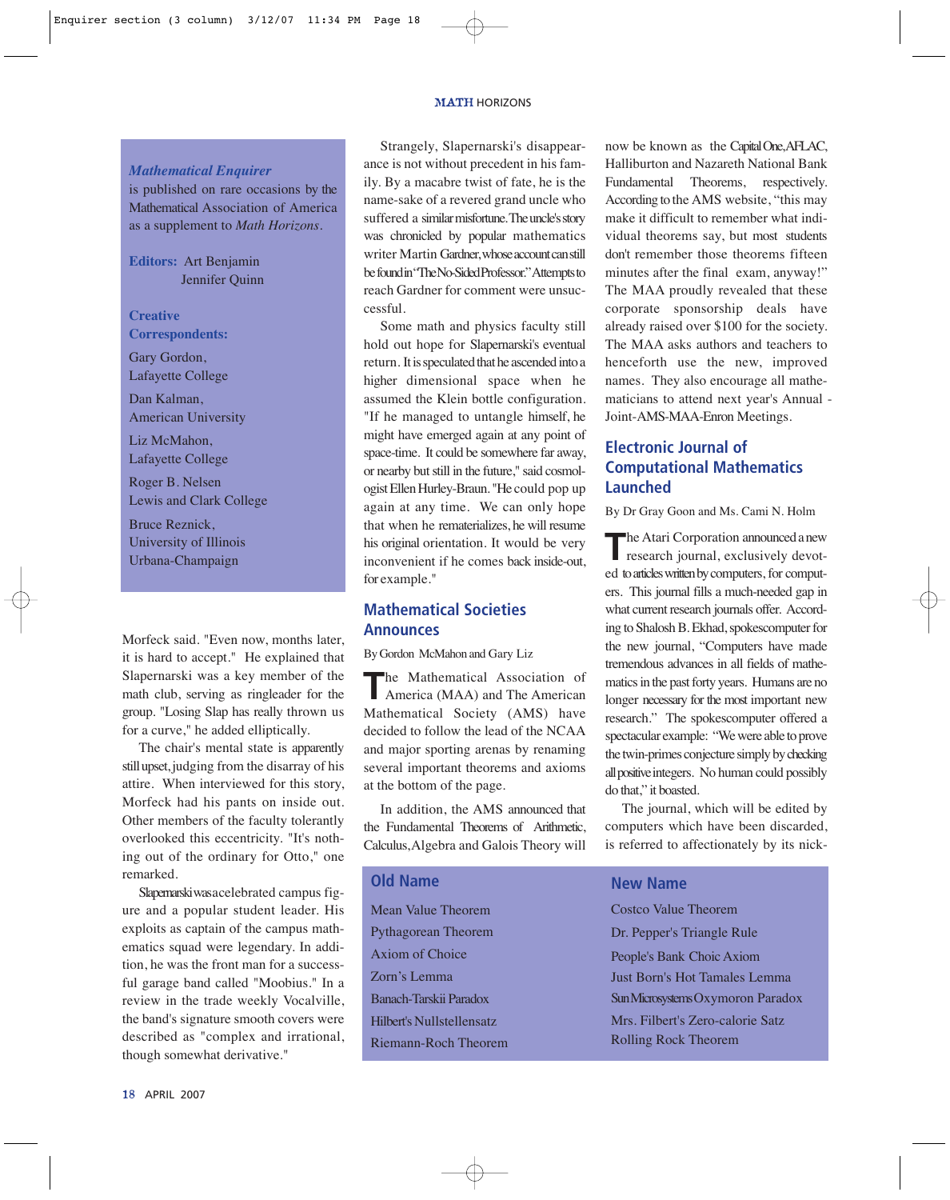*Mathematical Enquirer* is published on rare occasions by the Mathematical Association of America as a supplement to *Math Horizons*.

**Editors:** Art Benjamin
Jennifer Quinn

**Creative Correspondents:**

Gary Gordon,
Lafayette College

Dan Kalman,
American University

Liz McMahon,
Lafayette College

Roger B. Nelsen
Lewis and Clark College

Bruce Reznick,
University of Illinois
Urbana-Champaign

Morfeck said. "Even now, months later, it is hard to accept." He explained that Slapernarski was a key member of the math club, serving as ringleader for the group. "Losing Slap has really thrown us for a curve," he added elliptically.

The chair's mental state is apparently still upset, judging from the disarray of his attire. When interviewed for this story, Morfeck had his pants on inside out. Other members of the faculty tolerantly overlooked this eccentricity. "It's nothing out of the ordinary for Otto," one remarked.

Slapernarski was a celebrated campus figure and a popular student leader. His exploits as captain of the campus mathematics squad were legendary. In addition, he was the front man for a successful garage band called "Moobius." In a review in the trade weekly Vocalville, the band's signature smooth covers were described as "complex and irrational, though somewhat derivative."

Strangely, Slapernarski's disappearance is not without precedent in his family. By a macabre twist of fate, he is the name-sake of a revered grand uncle who suffered a similar misfortune. The uncle's story was chronicled by popular mathematics writer Martin Gardner, whose account can still be found in "The No-Sided Professor." Attempts to reach Gardner for comment were unsuccessful.

Some math and physics faculty still hold out hope for Slapernarski's eventual return. It is speculated that he ascended into a higher dimensional space when he assumed the Klein bottle configuration. "If he managed to untangle himself, he might have emerged again at any point of space-time. It could be somewhere far away, or nearby but still in the future," said cosmologist Ellen Hurley-Braun. "He could pop up again at any time. We can only hope that when he rematerializes, he will resume his original orientation. It would be very inconvenient if he comes back inside-out, for example."

## Mathematical Societies Announces

By Gordon McMahon and Gary Liz

The Mathematical Association of America (MAA) and The American Mathematical Society (AMS) have decided to follow the lead of the NCAA and major sporting arenas by renaming several important theorems and axioms at the bottom of the page.

In addition, the AMS announced that the Fundamental Theorems of Arithmetic, Calculus, Algebra and Galois Theory will now be known as the Capital One, AFLAC, Halliburton and Nazareth National Bank Fundamental Theorems, respectively. According to the AMS website, "this may make it difficult to remember what individual theorems say, but most students don't remember those theorems fifteen minutes after the final exam, anyway!" The MAA proudly revealed that these corporate sponsorship deals have already raised over $100 for the society. The MAA asks authors and teachers to henceforth use the new, improved names. They also encourage all mathematicians to attend next year's Annual - Joint-AMS-MAA-Enron Meetings.

## Electronic Journal of Computational Mathematics Launched

By Dr Gray Goon and Ms. Cami N. Holm

The Atari Corporation announced a new research journal, exclusively devoted to articles written by computers, for computers. This journal fills a much-needed gap in what current research journals offer. According to Shalosh B. Ekhad, spokescomputer for the new journal, "Computers have made tremendous advances in all fields of mathematics in the past forty years. Humans are no longer necessary for the most important new research." The spokescomputer offered a spectacular example: "We were able to prove the twin-primes conjecture simply by checking all positive integers. No human could possibly do that," it boasted.

The journal, which will be edited by computers which have been discarded, is referred to affectionately by its nick-

| Old Name | New Name |
|---|---|
| Mean Value Theorem | Costco Value Theorem |
| Pythagorean Theorem | Dr. Pepper's Triangle Rule |
| Axiom of Choice | People's Bank Choic Axiom |
| Zorn's Lemma | Just Born's Hot Tamales Lemma |
| Banach-Tarskii Paradox | Sun Microsystems Oxymoron Paradox |
| Hilbert's Nullstellensatz | Mrs. Filbert's Zero-calorie Satz |
| Riemann-Roch Theorem | Rolling Rock Theorem |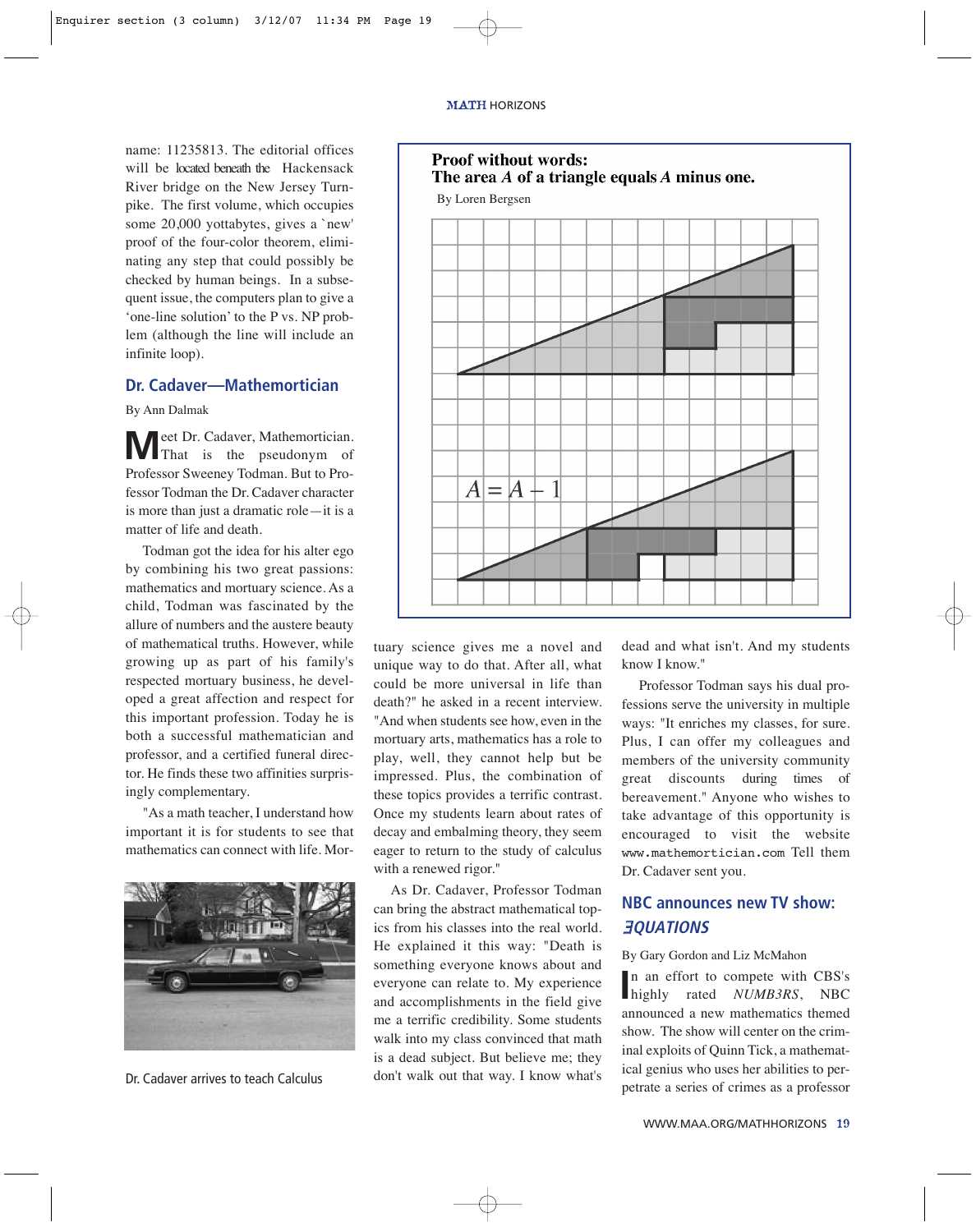name: 11235813. The editorial offices will be located beneath the Hackensack River bridge on the New Jersey Turnpike. The first volume, which occupies some 20,000 yottabytes, gives a `new' proof of the four-color theorem, eliminating any step that could possibly be checked by human beings. In a subsequent issue, the computers plan to give a 'one-line solution' to the P vs. NP problem (although the line will include an infinite loop).

## Dr. Cadaver—Mathemortician

By Ann Dalmak

Meet Dr. Cadaver, Mathemortician. That is the pseudonym of Professor Sweeney Todman. But to Professor Todman the Dr. Cadaver character is more than just a dramatic role—it is a matter of life and death.

Todman got the idea for his alter ego by combining his two great passions: mathematics and mortuary science. As a child, Todman was fascinated by the allure of numbers and the austere beauty of mathematical truths. However, while growing up as part of his family's respected mortuary business, he developed a great affection and respect for this important profession. Today he is both a successful mathematician and professor, and a certified funeral director. He finds these two affinities surprisingly complementary.

"As a math teacher, I understand how important it is for students to see that mathematics can connect with life. Mortuary science gives me a novel and unique way to do that. After all, what could be more universal in life than death?" he asked in a recent interview. "And when students see how, even in the mortuary arts, mathematics has a role to play, well, they cannot help but be impressed. Plus, the combination of these topics provides a terrific contrast. Once my students learn about rates of decay and embalming theory, they seem eager to return to the study of calculus with a renewed rigor."

As Dr. Cadaver, Professor Todman can bring the abstract mathematical topics from his classes into the real world. He explained it this way: "Death is something everyone knows about and everyone can relate to. My experience and accomplishments in the field give me a terrific credibility. Some students walk into my class convinced that math is a dead subject. But believe me; they don't walk out that way. I know what's dead and what isn't. And my students know I know."

Professor Todman says his dual professions serve the university in multiple ways: "It enriches my classes, for sure. Plus, I can offer my colleagues and members of the university community great discounts during times of bereavement." Anyone who wishes to take advantage of this opportunity is encouraged to visit the website www.mathemortician.com Tell them Dr. Cadaver sent you.

Dr. Cadaver arrives to teach Calculus

**Proof without words:**
**The area *A* of a triangle equals *A* minus one.**

By Loren Bergsen

$A = A - 1$

## NBC announces new TV show: *∃QUATIONS*

By Gary Gordon and Liz McMahon

In an effort to compete with CBS's highly rated *NUMB3RS*, NBC announced a new mathematics themed show. The show will center on the criminal exploits of Quinn Tick, a mathematical genius who uses her abilities to perpetrate a series of crimes as a professor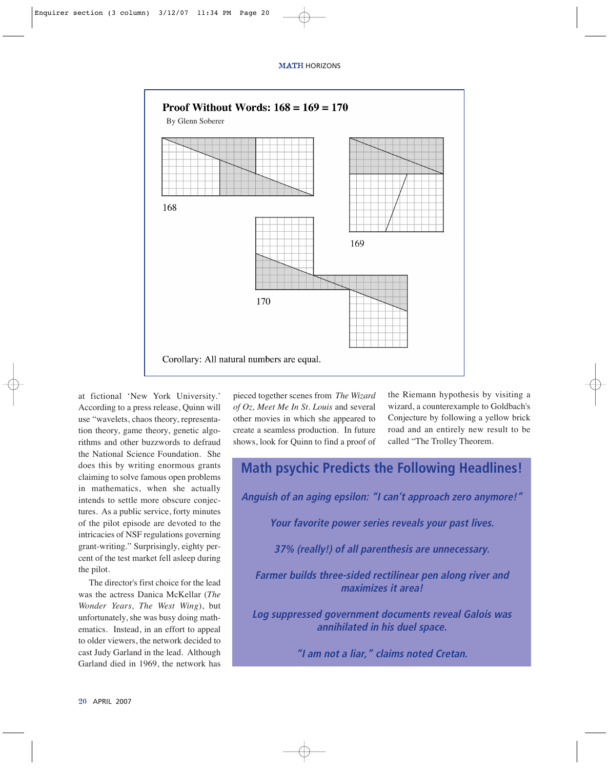## Proof Without Words: 168 = 169 = 170

By Glenn Soberer

168

169

170

Corollary: All natural numbers are equal.

at fictional 'New York University.' According to a press release, Quinn will use "wavelets, chaos theory, representation theory, game theory, genetic algorithms and other buzzwords to defraud the National Science Foundation. She does this by writing enormous grants claiming to solve famous open problems in mathematics, when she actually intends to settle more obscure conjectures. As a public service, forty minutes of the pilot episode are devoted to the intricacies of NSF regulations governing grant-writing." Surprisingly, eighty percent of the test market fell asleep during the pilot.

The director's first choice for the lead was the actress Danica McKellar (*The Wonder Years, The West Wing*), but unfortunately, she was busy doing mathematics. Instead, in an effort to appeal to older viewers, the network decided to cast Judy Garland in the lead. Although Garland died in 1969, the network has pieced together scenes from *The Wizard of Oz, Meet Me In St. Louis* and several other movies in which she appeared to create a seamless production. In future shows, look for Quinn to find a proof of the Riemann hypothesis by visiting a wizard, a counterexample to Goldbach's Conjecture by following a yellow brick road and an entirely new result to be called "The Trolley Theorem.

## Math psychic Predicts the Following Headlines!

*Anguish of an aging epsilon: "I can't approach zero anymore!"*

*Your favorite power series reveals your past lives.*

*37% (really!) of all parenthesis are unnecessary.*

*Farmer builds three-sided rectilinear pen along river and maximizes it area!*

*Log suppressed government documents reveal Galois was annihilated in his duel space.*

*"I am not a liar," claims noted Cretan.*